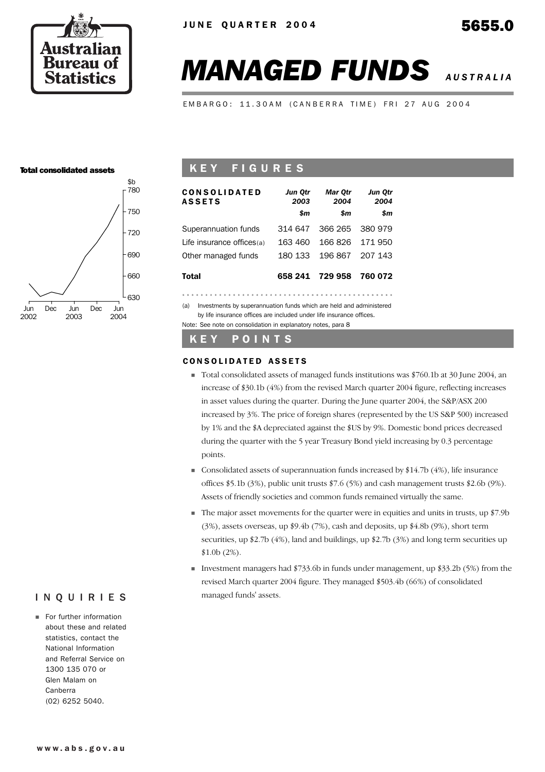JUNE QUARTER 2004

5655.0

# MANAGED FUNDS AUSTRALIA

EMBARGO: 11.30AM (CANBERRA TIME) FRI 27 AUG 2004

**Total consolidated assets**

## KEY FIGURES

| CONSOLIDATED ASSETS | Jun Qtr 2003 | Mar Qtr 2004 | Jun Qtr 2004 |
|---|---|---|---|
| | $m | $m | $m |
| Superannuation funds | 314 647 | 366 265 | 380 979 |
| Life insurance offices(a) | 163 460 | 166 826 | 171 950 |
| Other managed funds | 180 133 | 196 867 | 207 143 |
| **Total** | **658 241** | **729 958** | **760 072** |

(a) Investments by superannuation funds which are held and administered by life insurance offices are included under life insurance offices.

Note: See note on consolidation in explanatory notes, para 8

## KEY POINTS

### CONSOLIDATED ASSETS

- Total consolidated assets of managed funds institutions was $760.1b at 30 June 2004, an increase of $30.1b (4%) from the revised March quarter 2004 figure, reflecting increases in asset values during the quarter. During the June quarter 2004, the S&P/ASX 200 increased by 3%. The price of foreign shares (represented by the US S&P 500) increased by 1% and the $A depreciated against the $US by 9%. Domestic bond prices decreased during the quarter with the 5 year Treasury Bond yield increasing by 0.3 percentage points.
- Consolidated assets of superannuation funds increased by $14.7b (4%), life insurance offices $5.1b (3%), public unit trusts $7.6 (5%) and cash management trusts $2.6b (9%). Assets of friendly societies and common funds remained virtually the same.
- The major asset movements for the quarter were in equities and units in trusts, up $7.9b (3%), assets overseas, up $9.4b (7%), cash and deposits, up $4.8b (9%), short term securities, up $2.7b (4%), land and buildings, up $2.7b (3%) and long term securities up $1.0b (2%).
- Investment managers had $733.6b in funds under management, up $33.2b (5%) from the revised March quarter 2004 figure. They managed $503.4b (66%) of consolidated managed funds' assets.

## INQUIRIES

- For further information about these and related statistics, contact the National Information and Referral Service on 1300 135 070 or Glen Malam on Canberra (02) 6252 5040.

www.abs.gov.au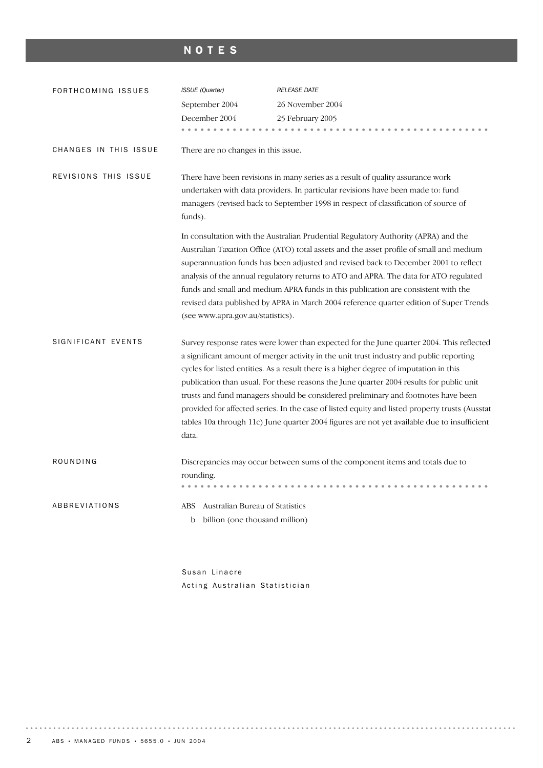# NOTES

## FORTHCOMING ISSUES

| *ISSUE (Quarter)* | *RELEASE DATE* |
|---|---|
| September 2004 | 26 November 2004 |
| December 2004 | 25 February 2005 |

## CHANGES IN THIS ISSUE

There are no changes in this issue.

## REVISIONS THIS ISSUE

There have been revisions in many series as a result of quality assurance work undertaken with data providers. In particular revisions have been made to: fund managers (revised back to September 1998 in respect of classification of source of funds).

In consultation with the Australian Prudential Regulatory Authority (APRA) and the Australian Taxation Office (ATO) total assets and the asset profile of small and medium superannuation funds has been adjusted and revised back to December 2001 to reflect analysis of the annual regulatory returns to ATO and APRA. The data for ATO regulated funds and small and medium APRA funds in this publication are consistent with the revised data published by APRA in March 2004 reference quarter edition of Super Trends (see www.apra.gov.au/statistics).

## SIGNIFICANT EVENTS

Survey response rates were lower than expected for the June quarter 2004. This reflected a significant amount of merger activity in the unit trust industry and public reporting cycles for listed entities. As a result there is a higher degree of imputation in this publication than usual. For these reasons the June quarter 2004 results for public unit trusts and fund managers should be considered preliminary and footnotes have been provided for affected series. In the case of listed equity and listed property trusts (Ausstat tables 10a through 11c) June quarter 2004 figures are not yet available due to insufficient data.

## ROUNDING

Discrepancies may occur between sums of the component items and totals due to rounding.

## ABBREVIATIONS

ABS Australian Bureau of Statistics
b billion (one thousand million)

Susan Linacre
Acting Australian Statistician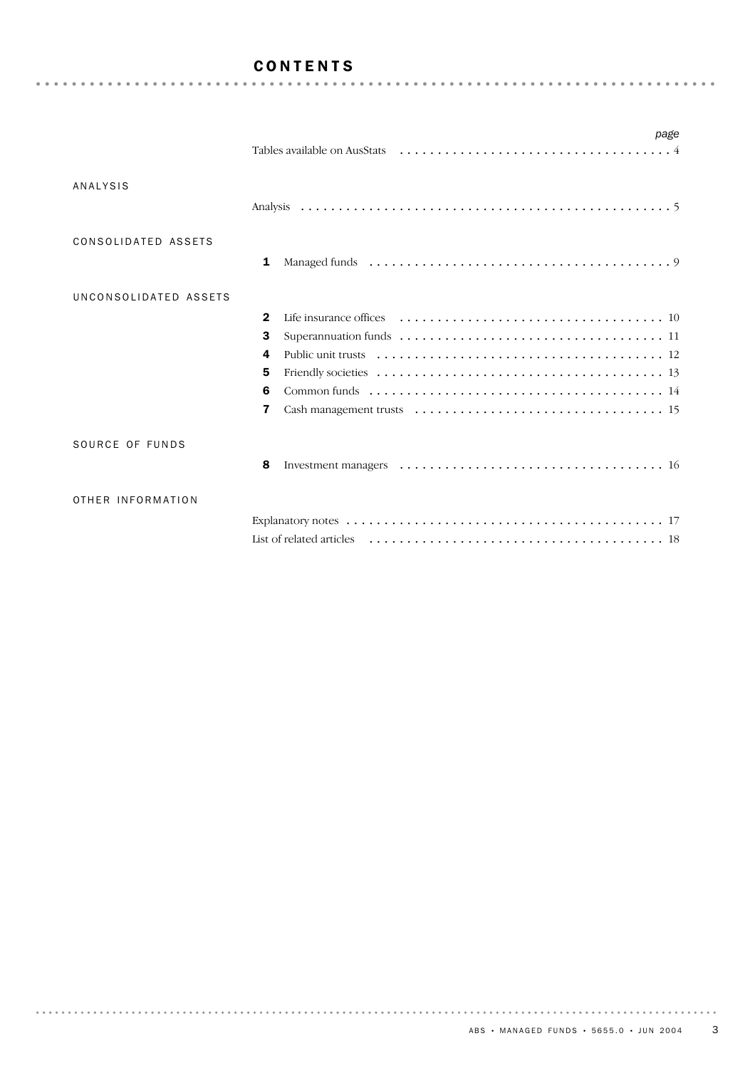# CONTENTS

| | | page |
|---|---|---|
| | Tables available on AusStats | 4 |
| **ANALYSIS** | | |
| | Analysis | 5 |
| **CONSOLIDATED ASSETS** | | |
| | **1** Managed funds | 9 |
| **UNCONSOLIDATED ASSETS** | | |
| | **2** Life insurance offices | 10 |
| | **3** Superannuation funds | 11 |
| | **4** Public unit trusts | 12 |
| | **5** Friendly societies | 13 |
| | **6** Common funds | 14 |
| | **7** Cash management trusts | 15 |
| **SOURCE OF FUNDS** | | |
| | **8** Investment managers | 16 |
| **OTHER INFORMATION** | | |
| | Explanatory notes | 17 |
| | List of related articles | 18 |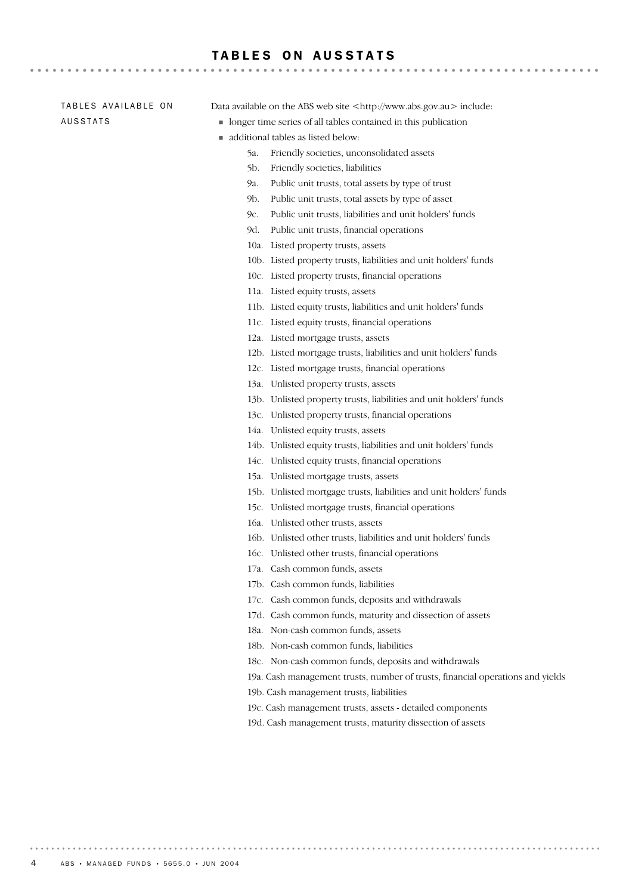# TABLES ON AUSSTATS

**TABLES AVAILABLE ON AUSSTATS**

Data available on the ABS web site <http://www.abs.gov.au> include:

- longer time series of all tables contained in this publication
- additional tables as listed below:
  - 5a. Friendly societies, unconsolidated assets
  - 5b. Friendly societies, liabilities
  - 9a. Public unit trusts, total assets by type of trust
  - 9b. Public unit trusts, total assets by type of asset
  - 9c. Public unit trusts, liabilities and unit holders' funds
  - 9d. Public unit trusts, financial operations
  - 10a. Listed property trusts, assets
  - 10b. Listed property trusts, liabilities and unit holders' funds
  - 10c. Listed property trusts, financial operations
  - 11a. Listed equity trusts, assets
  - 11b. Listed equity trusts, liabilities and unit holders' funds
  - 11c. Listed equity trusts, financial operations
  - 12a. Listed mortgage trusts, assets
  - 12b. Listed mortgage trusts, liabilities and unit holders' funds
  - 12c. Listed mortgage trusts, financial operations
  - 13a. Unlisted property trusts, assets
  - 13b. Unlisted property trusts, liabilities and unit holders' funds
  - 13c. Unlisted property trusts, financial operations
  - 14a. Unlisted equity trusts, assets
  - 14b. Unlisted equity trusts, liabilities and unit holders' funds
  - 14c. Unlisted equity trusts, financial operations
  - 15a. Unlisted mortgage trusts, assets
  - 15b. Unlisted mortgage trusts, liabilities and unit holders' funds
  - 15c. Unlisted mortgage trusts, financial operations
  - 16a. Unlisted other trusts, assets
  - 16b. Unlisted other trusts, liabilities and unit holders' funds
  - 16c. Unlisted other trusts, financial operations
  - 17a. Cash common funds, assets
  - 17b. Cash common funds, liabilities
  - 17c. Cash common funds, deposits and withdrawals
  - 17d. Cash common funds, maturity and dissection of assets
  - 18a. Non-cash common funds, assets
  - 18b. Non-cash common funds, liabilities
  - 18c. Non-cash common funds, deposits and withdrawals
  - 19a. Cash management trusts, number of trusts, financial operations and yields
  - 19b. Cash management trusts, liabilities
  - 19c. Cash management trusts, assets - detailed components
  - 19d. Cash management trusts, maturity dissection of assets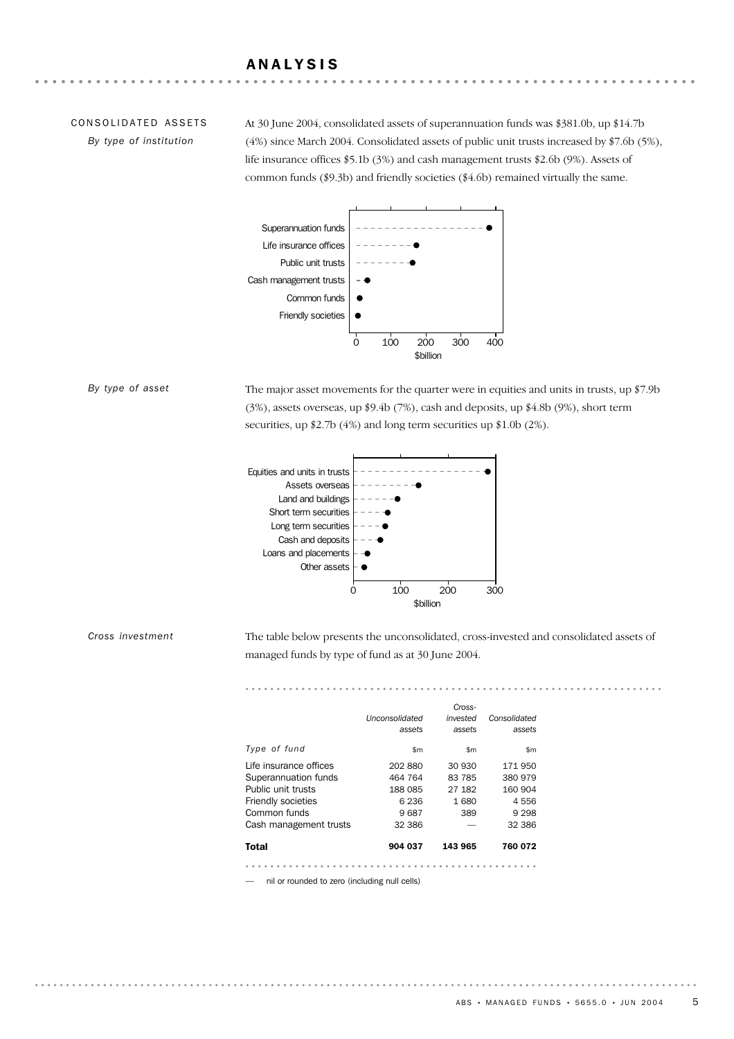# ANALYSIS

## CONSOLIDATED ASSETS

*By type of institution*

At 30 June 2004, consolidated assets of superannuation funds was $381.0b, up $14.7b (4%) since March 2004. Consolidated assets of public unit trusts increased by $7.6b (5%), life insurance offices $5.1b (3%) and cash management trusts $2.6b (9%). Assets of common funds ($9.3b) and friendly societies ($4.6b) remained virtually the same.

Superannuation funds
Life insurance offices
Public unit trusts
Cash management trusts
Common funds
Friendly societies

0 100 200 300 400
$billion

*By type of asset*

The major asset movements for the quarter were in equities and units in trusts, up $7.9b (3%), assets overseas, up $9.4b (7%), cash and deposits, up $4.8b (9%), short term securities, up $2.7b (4%) and long term securities up $1.0b (2%).

Equities and units in trusts
Assets overseas
Land and buildings
Short term securities
Long term securities
Cash and deposits
Loans and placements
Other assets

0 100 200 300
$billion

*Cross investment*

The table below presents the unconsolidated, cross-invested and consolidated assets of managed funds by type of fund as at 30 June 2004.

| | *Unconsolidated assets* | *Cross-invested assets* | *Consolidated assets* |
|---|---|---|---|
| *Type of fund* | $m | $m | $m |
| Life insurance offices | 202 880 | 30 930 | 171 950 |
| Superannuation funds | 464 764 | 83 785 | 380 979 |
| Public unit trusts | 188 085 | 27 182 | 160 904 |
| Friendly societies | 6 236 | 1 680 | 4 556 |
| Common funds | 9 687 | 389 | 9 298 |
| Cash management trusts | 32 386 | — | 32 386 |
| **Total** | **904 037** | **143 965** | **760 072** |

— nil or rounded to zero (including null cells)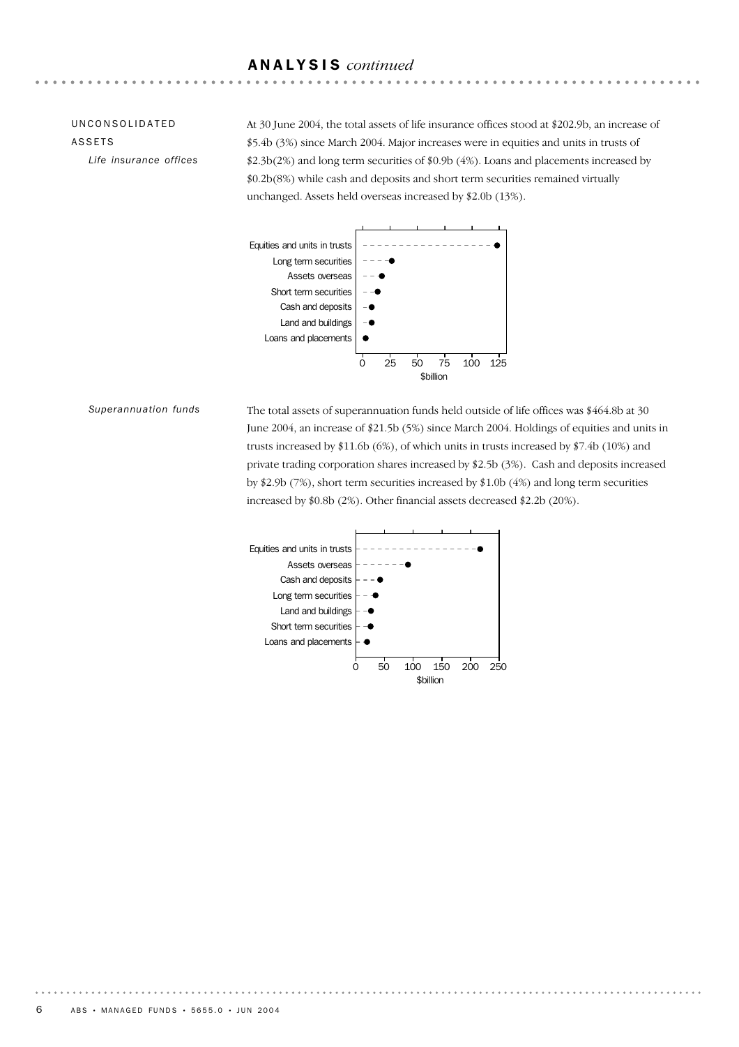## ANALYSIS *continued*

### UNCONSOLIDATED ASSETS

*Life insurance offices*

At 30 June 2004, the total assets of life insurance offices stood at $202.9b, an increase of $5.4b (3%) since March 2004. Major increases were in equities and units in trusts of $2.3b(2%) and long term securities of $0.9b (4%). Loans and placements increased by $0.2b(8%) while cash and deposits and short term securities remained virtually unchanged. Assets held overseas increased by $2.0b (13%).

Equities and units in trusts
Long term securities
Assets overseas
Short term securities
Cash and deposits
Land and buildings
Loans and placements

0 25 50 75 100 125
$billion

*Superannuation funds*

The total assets of superannuation funds held outside of life offices was $464.8b at 30 June 2004, an increase of $21.5b (5%) since March 2004. Holdings of equities and units in trusts increased by $11.6b (6%), of which units in trusts increased by $7.4b (10%) and private trading corporation shares increased by $2.5b (3%). Cash and deposits increased by $2.9b (7%), short term securities increased by $1.0b (4%) and long term securities increased by $0.8b (2%). Other financial assets decreased $2.2b (20%).

Equities and units in trusts
Assets overseas
Cash and deposits
Long term securities
Land and buildings
Short term securities
Loans and placements

0 50 100 150 200 250
$billion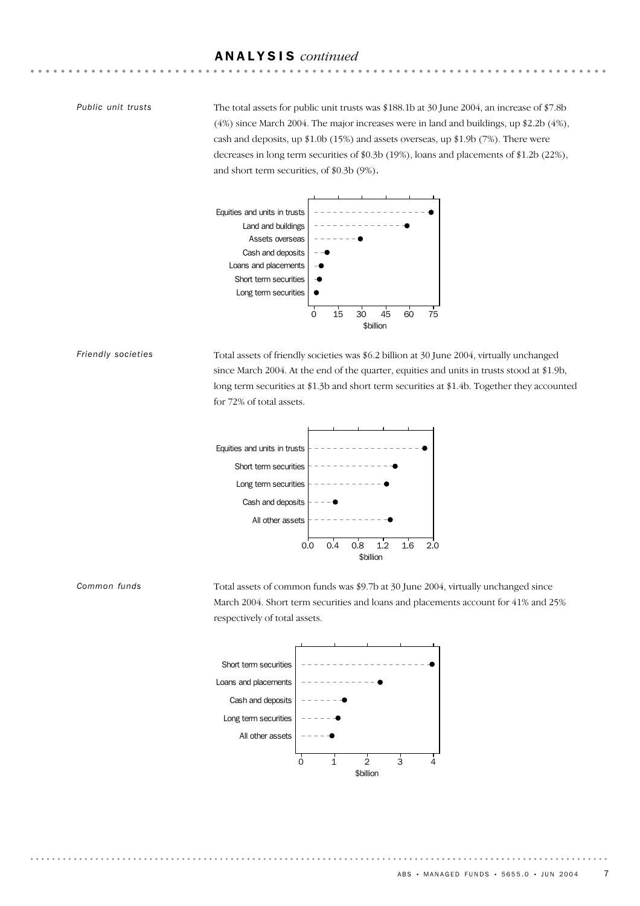## ANALYSIS *continued*

### *Public unit trusts*

The total assets for public unit trusts was $188.1b at 30 June 2004, an increase of $7.8b (4%) since March 2004. The major increases were in land and buildings, up $2.2b (4%), cash and deposits, up $1.0b (15%) and assets overseas, up $1.9b (7%). There were decreases in long term securities of $0.3b (19%), loans and placements of $1.2b (22%), and short term securities, of $0.3b (9%).

Equities and units in trusts
Land and buildings
Assets overseas
Cash and deposits
Loans and placements
Short term securities
Long term securities

0 15 30 45 60 75
$billion

### *Friendly societies*

Total assets of friendly societies was $6.2 billion at 30 June 2004, virtually unchanged since March 2004. At the end of the quarter, equities and units in trusts stood at $1.9b, long term securities at $1.3b and short term securities at $1.4b. Together they accounted for 72% of total assets.

Equities and units in trusts
Short term securities
Long term securities
Cash and deposits
All other assets

0.0 0.4 0.8 1.2 1.6 2.0
$billion

### *Common funds*

Total assets of common funds was $9.7b at 30 June 2004, virtually unchanged since March 2004. Short term securities and loans and placements account for 41% and 25% respectively of total assets.

Short term securities
Loans and placements
Cash and deposits
Long term securities
All other assets

0 1 2 3 4
$billion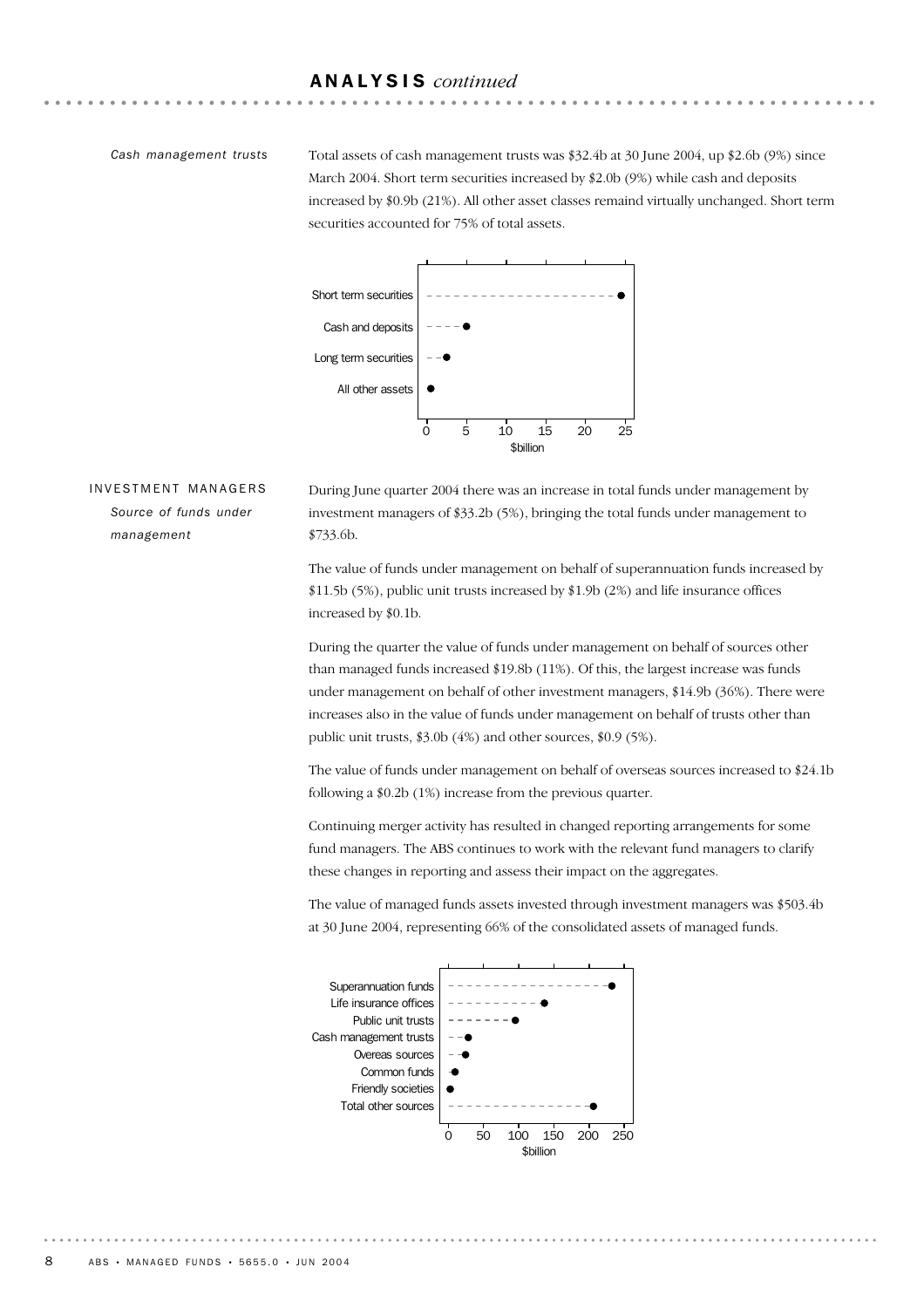## ANALYSIS *continued*

### *Cash management trusts*

Total assets of cash management trusts was $32.4b at 30 June 2004, up $2.6b (9%) since March 2004. Short term securities increased by $2.0b (9%) while cash and deposits increased by $0.9b (21%). All other asset classes remaind virtually unchanged. Short term securities accounted for 75% of total assets.

## INVESTMENT MANAGERS

### *Source of funds under management*

During June quarter 2004 there was an increase in total funds under management by investment managers of $33.2b (5%), bringing the total funds under management to $733.6b.

The value of funds under management on behalf of superannuation funds increased by $11.5b (5%), public unit trusts increased by $1.9b (2%) and life insurance offices increased by $0.1b.

During the quarter the value of funds under management on behalf of sources other than managed funds increased $19.8b (11%). Of this, the largest increase was funds under management on behalf of other investment managers, $14.9b (36%). There were increases also in the value of funds under management on behalf of trusts other than public unit trusts, $3.0b (4%) and other sources, $0.9 (5%).

The value of funds under management on behalf of overseas sources increased to $24.1b following a $0.2b (1%) increase from the previous quarter.

Continuing merger activity has resulted in changed reporting arrangements for some fund managers. The ABS continues to work with the relevant fund managers to clarify these changes in reporting and assess their impact on the aggregates.

The value of managed funds assets invested through investment managers was $503.4b at 30 June 2004, representing 66% of the consolidated assets of managed funds.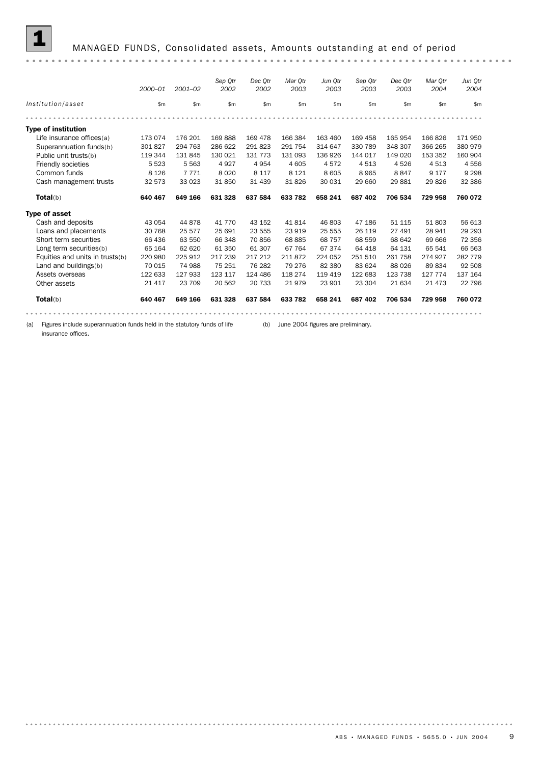# 1 MANAGED FUNDS, Consolidated assets, Amounts outstanding at end of period

| Institution/asset | 2000–01 | 2001–02 | Sep Qtr 2002 | Dec Qtr 2002 | Mar Qtr 2003 | Jun Qtr 2003 | Sep Qtr 2003 | Dec Qtr 2003 | Mar Qtr 2004 | Jun Qtr 2004 |
|---|---|---|---|---|---|---|---|---|---|---|
| | $m | $m | $m | $m | $m | $m | $m | $m | $m | $m |
| **Type of institution** | | | | | | | | | | |
| Life insurance offices(a) | 173 074 | 176 201 | 169 888 | 169 478 | 166 384 | 163 460 | 169 458 | 165 954 | 166 826 | 171 950 |
| Superannuation funds(b) | 301 827 | 294 763 | 286 622 | 291 823 | 291 754 | 314 647 | 330 789 | 348 307 | 366 265 | 380 979 |
| Public unit trusts(b) | 119 344 | 131 845 | 130 021 | 131 773 | 131 093 | 136 926 | 144 017 | 149 020 | 153 352 | 160 904 |
| Friendly societies | 5 523 | 5 563 | 4 927 | 4 954 | 4 605 | 4 572 | 4 513 | 4 526 | 4 513 | 4 556 |
| Common funds | 8 126 | 7 771 | 8 020 | 8 117 | 8 121 | 8 605 | 8 965 | 8 847 | 9 177 | 9 298 |
| Cash management trusts | 32 573 | 33 023 | 31 850 | 31 439 | 31 826 | 30 031 | 29 660 | 29 881 | 29 826 | 32 386 |
| **Total**(b) | **640 467** | **649 166** | **631 328** | **637 584** | **633 782** | **658 241** | **687 402** | **706 534** | **729 958** | **760 072** |
| **Type of asset** | | | | | | | | | | |
| Cash and deposits | 43 054 | 44 878 | 41 770 | 43 152 | 41 814 | 46 803 | 47 186 | 51 115 | 51 803 | 56 613 |
| Loans and placements | 30 768 | 25 577 | 25 691 | 23 555 | 23 919 | 25 555 | 26 119 | 27 491 | 28 941 | 29 293 |
| Short term securities | 66 436 | 63 550 | 66 348 | 70 856 | 68 885 | 68 757 | 68 559 | 68 642 | 69 666 | 72 356 |
| Long term securities(b) | 65 164 | 62 620 | 61 350 | 61 307 | 67 764 | 67 374 | 64 418 | 64 131 | 65 541 | 66 563 |
| Equities and units in trusts(b) | 220 980 | 225 912 | 217 239 | 217 212 | 211 872 | 224 052 | 251 510 | 261 758 | 274 927 | 282 779 |
| Land and buildings(b) | 70 015 | 74 988 | 75 251 | 76 282 | 79 276 | 82 380 | 83 624 | 88 026 | 89 834 | 92 508 |
| Assets overseas | 122 633 | 127 933 | 123 117 | 124 486 | 118 274 | 119 419 | 122 683 | 123 738 | 127 774 | 137 164 |
| Other assets | 21 417 | 23 709 | 20 562 | 20 733 | 21 979 | 23 901 | 23 304 | 21 634 | 21 473 | 22 796 |
| **Total**(b) | **640 467** | **649 166** | **631 328** | **637 584** | **633 782** | **658 241** | **687 402** | **706 534** | **729 958** | **760 072** |

(a) Figures include superannuation funds held in the statutory funds of life insurance offices.

(b) June 2004 figures are preliminary.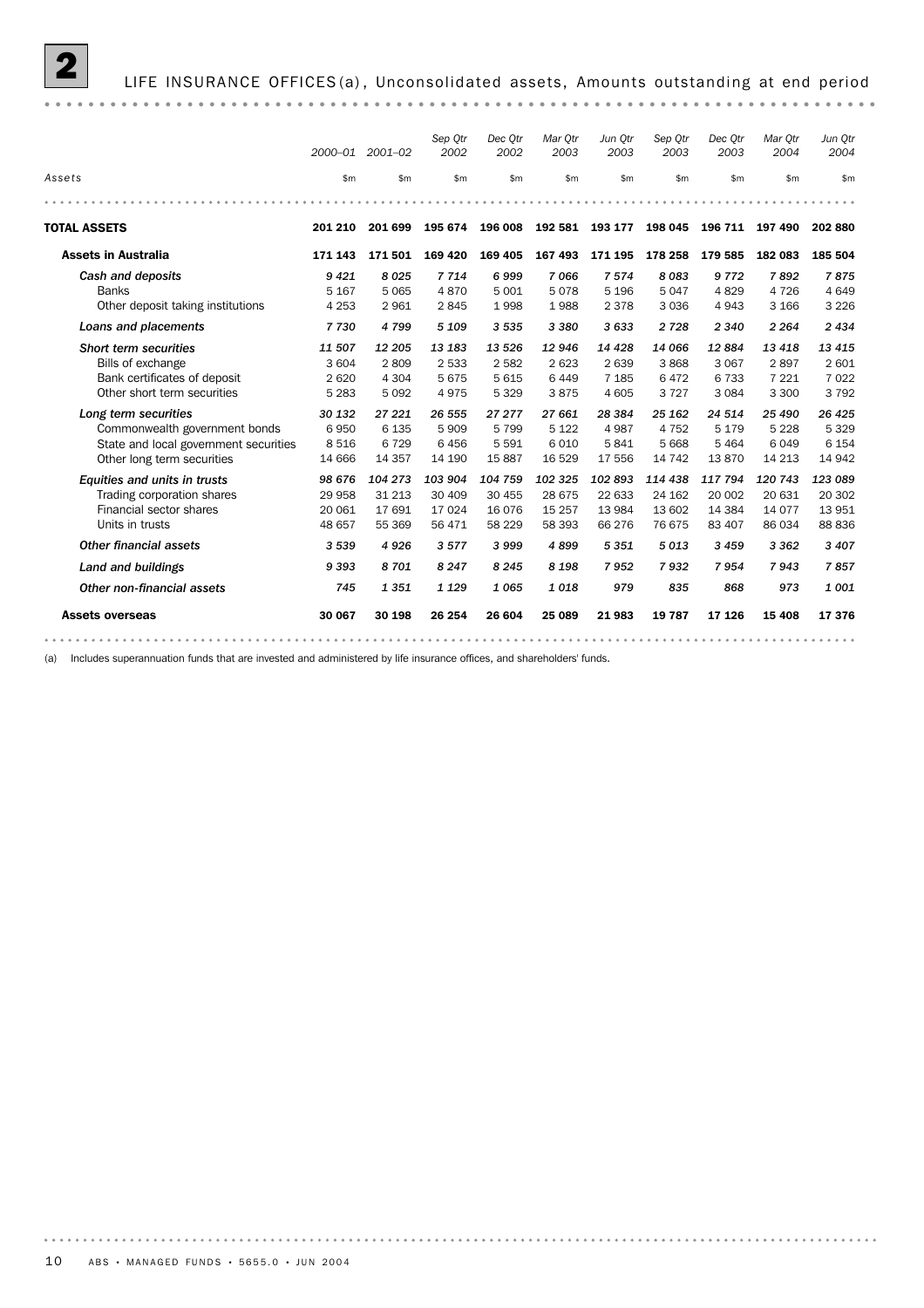## 2 LIFE INSURANCE OFFICES(a), Unconsolidated assets, Amounts outstanding at end period

| Assets | 2000–01 | 2001–02 | Sep Qtr 2002 | Dec Qtr 2002 | Mar Qtr 2003 | Jun Qtr 2003 | Sep Qtr 2003 | Dec Qtr 2003 | Mar Qtr 2004 | Jun Qtr 2004 |
|---|---|---|---|---|---|---|---|---|---|---|
| | $m | $m | $m | $m | $m | $m | $m | $m | $m | $m |
| **TOTAL ASSETS** | **201 210** | **201 699** | **195 674** | **196 008** | **192 581** | **193 177** | **198 045** | **196 711** | **197 490** | **202 880** |
| **Assets in Australia** | **171 143** | **171 501** | **169 420** | **169 405** | **167 493** | **171 195** | **178 258** | **179 585** | **182 083** | **185 504** |
| *Cash and deposits* | *9 421* | *8 025* | *7 714* | *6 999* | *7 066* | *7 574* | *8 083* | *9 772* | *7 892* | *7 875* |
| Banks | 5 167 | 5 065 | 4 870 | 5 001 | 5 078 | 5 196 | 5 047 | 4 829 | 4 726 | 4 649 |
| Other deposit taking institutions | 4 253 | 2 961 | 2 845 | 1 998 | 1 988 | 2 378 | 3 036 | 4 943 | 3 166 | 3 226 |
| *Loans and placements* | *7 730* | *4 799* | *5 109* | *3 535* | *3 380* | *3 633* | *2 728* | *2 340* | *2 264* | *2 434* |
| *Short term securities* | *11 507* | *12 205* | *13 183* | *13 526* | *12 946* | *14 428* | *14 066* | *12 884* | *13 418* | *13 415* |
| Bills of exchange | 3 604 | 2 809 | 2 533 | 2 582 | 2 623 | 2 639 | 3 868 | 3 067 | 2 897 | 2 601 |
| Bank certificates of deposit | 2 620 | 4 304 | 5 675 | 5 615 | 6 449 | 7 185 | 6 472 | 6 733 | 7 221 | 7 022 |
| Other short term securities | 5 283 | 5 092 | 4 975 | 5 329 | 3 875 | 4 605 | 3 727 | 3 084 | 3 300 | 3 792 |
| *Long term securities* | *30 132* | *27 221* | *26 555* | *27 277* | *27 661* | *28 384* | *25 162* | *24 514* | *25 490* | *26 425* |
| Commonwealth government bonds | 6 950 | 6 135 | 5 909 | 5 799 | 5 122 | 4 987 | 4 752 | 5 179 | 5 228 | 5 329 |
| State and local government securities | 8 516 | 6 729 | 6 456 | 5 591 | 6 010 | 5 841 | 5 668 | 5 464 | 6 049 | 6 154 |
| Other long term securities | 14 666 | 14 357 | 14 190 | 15 887 | 16 529 | 17 556 | 14 742 | 13 870 | 14 213 | 14 942 |
| *Equities and units in trusts* | *98 676* | *104 273* | *103 904* | *104 759* | *102 325* | *102 893* | *114 438* | *117 794* | *120 743* | *123 089* |
| Trading corporation shares | 29 958 | 31 213 | 30 409 | 30 455 | 28 675 | 22 633 | 24 162 | 20 002 | 20 631 | 20 302 |
| Financial sector shares | 20 061 | 17 691 | 17 024 | 16 076 | 15 257 | 13 984 | 13 602 | 14 384 | 14 077 | 13 951 |
| Units in trusts | 48 657 | 55 369 | 56 471 | 58 229 | 58 393 | 66 276 | 76 675 | 83 407 | 86 034 | 88 836 |
| *Other financial assets* | *3 539* | *4 926* | *3 577* | *3 999* | *4 899* | *5 351* | *5 013* | *3 459* | *3 362* | *3 407* |
| *Land and buildings* | *9 393* | *8 701* | *8 247* | *8 245* | *8 198* | *7 952* | *7 932* | *7 954* | *7 943* | *7 857* |
| *Other non-financial assets* | *745* | *1 351* | *1 129* | *1 065* | *1 018* | *979* | *835* | *868* | *973* | *1 001* |
| **Assets overseas** | **30 067** | **30 198** | **26 254** | **26 604** | **25 089** | **21 983** | **19 787** | **17 126** | **15 408** | **17 376** |

(a) Includes superannuation funds that are invested and administered by life insurance offices, and shareholders' funds.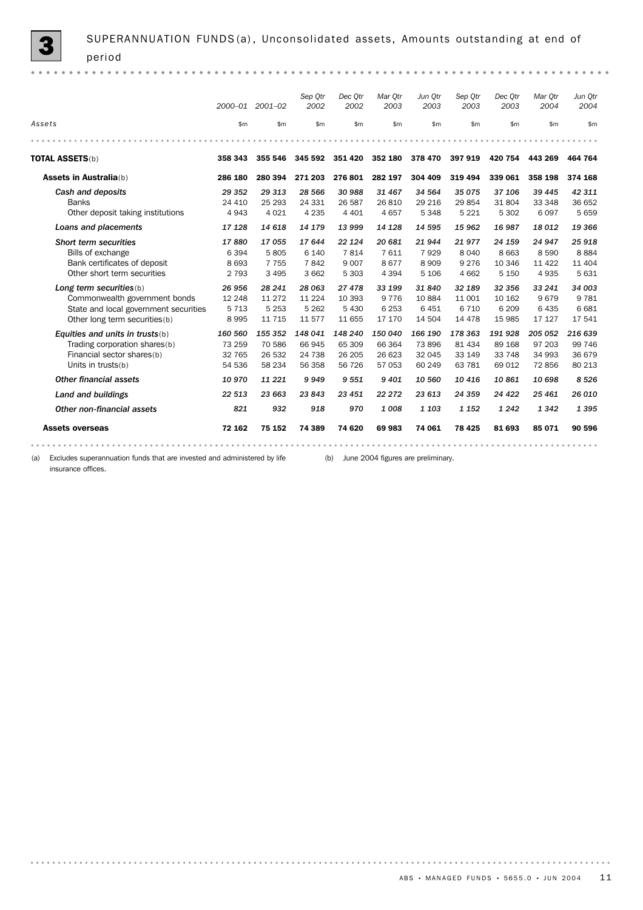# 3 SUPERANNUATION FUNDS(a), Unconsolidated assets, Amounts outstanding at end of period

| Assets | 2000–01 | 2001–02 | Sep Qtr 2002 | Dec Qtr 2002 | Mar Qtr 2003 | Jun Qtr 2003 | Sep Qtr 2003 | Dec Qtr 2003 | Mar Qtr 2004 | Jun Qtr 2004 |
|---|---|---|---|---|---|---|---|---|---|---|
| | $m | $m | $m | $m | $m | $m | $m | $m | $m | $m |
| **TOTAL ASSETS**(b) | **358 343** | **355 546** | **345 592** | **351 420** | **352 180** | **378 470** | **397 919** | **420 754** | **443 269** | **464 764** |
| **Assets in Australia**(b) | **286 180** | **280 394** | **271 203** | **276 801** | **282 197** | **304 409** | **319 494** | **339 061** | **358 198** | **374 168** |
| *Cash and deposits* | *29 352* | *29 313* | *28 566* | *30 988* | *31 467* | *34 564* | *35 075* | *37 106* | *39 445* | *42 311* |
| Banks | 24 410 | 25 293 | 24 331 | 26 587 | 26 810 | 29 216 | 29 854 | 31 804 | 33 348 | 36 652 |
| Other deposit taking institutions | 4 943 | 4 021 | 4 235 | 4 401 | 4 657 | 5 348 | 5 221 | 5 302 | 6 097 | 5 659 |
| *Loans and placements* | *17 128* | *14 618* | *14 179* | *13 999* | *14 128* | *14 595* | *15 962* | *16 987* | *18 012* | *19 366* |
| *Short term securities* | *17 880* | *17 055* | *17 644* | *22 124* | *20 681* | *21 944* | *21 977* | *24 159* | *24 947* | *25 918* |
| Bills of exchange | 6 394 | 5 805 | 6 140 | 7 814 | 7 611 | 7 929 | 8 040 | 8 663 | 8 590 | 8 884 |
| Bank certificates of deposit | 8 693 | 7 755 | 7 842 | 9 007 | 8 677 | 8 909 | 9 276 | 10 346 | 11 422 | 11 404 |
| Other short term securities | 2 793 | 3 495 | 3 662 | 5 303 | 4 394 | 5 106 | 4 662 | 5 150 | 4 935 | 5 631 |
| *Long term securities*(b) | *26 956* | *28 241* | *28 063* | *27 478* | *33 199* | *31 840* | *32 189* | *32 356* | *33 241* | *34 003* |
| Commonwealth government bonds | 12 248 | 11 272 | 11 224 | 10 393 | 9 776 | 10 884 | 11 001 | 10 162 | 9 679 | 9 781 |
| State and local government securities | 5 713 | 5 253 | 5 262 | 5 430 | 6 253 | 6 451 | 6 710 | 6 209 | 6 435 | 6 681 |
| Other long term securities(b) | 8 995 | 11 715 | 11 577 | 11 655 | 17 170 | 14 504 | 14 478 | 15 985 | 17 127 | 17 541 |
| *Equities and units in trusts*(b) | *160 560* | *155 352* | *148 041* | *148 240* | *150 040* | *166 190* | *178 363* | *191 928* | *205 052* | *216 639* |
| Trading corporation shares(b) | 73 259 | 70 586 | 66 945 | 65 309 | 66 364 | 73 896 | 81 434 | 89 168 | 97 203 | 99 746 |
| Financial sector shares(b) | 32 765 | 26 532 | 24 738 | 26 205 | 26 623 | 32 045 | 33 149 | 33 748 | 34 993 | 36 679 |
| Units in trusts(b) | 54 536 | 58 234 | 56 358 | 56 726 | 57 053 | 60 249 | 63 781 | 69 012 | 72 856 | 80 213 |
| *Other financial assets* | *10 970* | *11 221* | *9 949* | *9 551* | *9 401* | *10 560* | *10 416* | *10 861* | *10 698* | *8 526* |
| *Land and buildings* | *22 513* | *23 663* | *23 843* | *23 451* | *22 272* | *23 613* | *24 359* | *24 422* | *25 461* | *26 010* |
| *Other non-financial assets* | *821* | *932* | *918* | *970* | *1 008* | *1 103* | *1 152* | *1 242* | *1 342* | *1 395* |
| **Assets overseas** | **72 162** | **75 152** | **74 389** | **74 620** | **69 983** | **74 061** | **78 425** | **81 693** | **85 071** | **90 596** |

(a) Excludes superannuation funds that are invested and administered by life insurance offices.

(b) June 2004 figures are preliminary.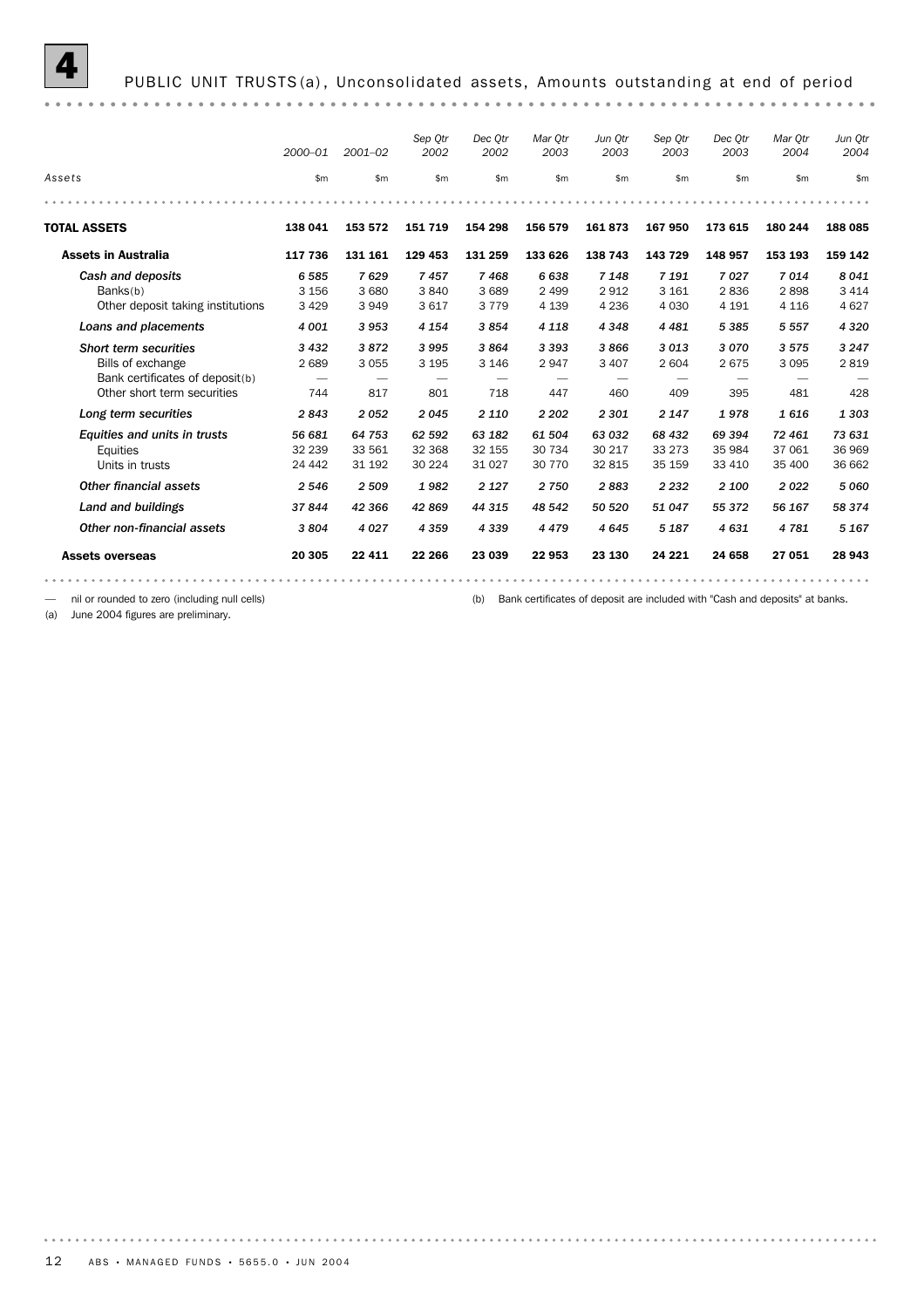# 4 PUBLIC UNIT TRUSTS(a), Unconsolidated assets, Amounts outstanding at end of period

| Assets | 2000–01 | 2001–02 | Sep Qtr 2002 | Dec Qtr 2002 | Mar Qtr 2003 | Jun Qtr 2003 | Sep Qtr 2003 | Dec Qtr 2003 | Mar Qtr 2004 | Jun Qtr 2004 |
|---|---|---|---|---|---|---|---|---|---|---|
| | $m | $m | $m | $m | $m | $m | $m | $m | $m | $m |
| **TOTAL ASSETS** | **138 041** | **153 572** | **151 719** | **154 298** | **156 579** | **161 873** | **167 950** | **173 615** | **180 244** | **188 085** |
| **Assets in Australia** | **117 736** | **131 161** | **129 453** | **131 259** | **133 626** | **138 743** | **143 729** | **148 957** | **153 193** | **159 142** |
| *Cash and deposits* | *6 585* | *7 629* | *7 457* | *7 468* | *6 638* | *7 148* | *7 191* | *7 027* | *7 014* | *8 041* |
| Banks(b) | 3 156 | 3 680 | 3 840 | 3 689 | 2 499 | 2 912 | 3 161 | 2 836 | 2 898 | 3 414 |
| Other deposit taking institutions | 3 429 | 3 949 | 3 617 | 3 779 | 4 139 | 4 236 | 4 030 | 4 191 | 4 116 | 4 627 |
| *Loans and placements* | *4 001* | *3 953* | *4 154* | *3 854* | *4 118* | *4 348* | *4 481* | *5 385* | *5 557* | *4 320* |
| *Short term securities* | *3 432* | *3 872* | *3 995* | *3 864* | *3 393* | *3 866* | *3 013* | *3 070* | *3 575* | *3 247* |
| Bills of exchange | 2 689 | 3 055 | 3 195 | 3 146 | 2 947 | 3 407 | 2 604 | 2 675 | 3 095 | 2 819 |
| Bank certificates of deposit(b) | — | — | — | — | — | — | — | — | — | — |
| Other short term securities | 744 | 817 | 801 | 718 | 447 | 460 | 409 | 395 | 481 | 428 |
| *Long term securities* | *2 843* | *2 052* | *2 045* | *2 110* | *2 202* | *2 301* | *2 147* | *1 978* | *1 616* | *1 303* |
| *Equities and units in trusts* | *56 681* | *64 753* | *62 592* | *63 182* | *61 504* | *63 032* | *68 432* | *69 394* | *72 461* | *73 631* |
| Equities | 32 239 | 33 561 | 32 368 | 32 155 | 30 734 | 30 217 | 33 273 | 35 984 | 37 061 | 36 969 |
| Units in trusts | 24 442 | 31 192 | 30 224 | 31 027 | 30 770 | 32 815 | 35 159 | 33 410 | 35 400 | 36 662 |
| *Other financial assets* | *2 546* | *2 509* | *1 982* | *2 127* | *2 750* | *2 883* | *2 232* | *2 100* | *2 022* | *5 060* |
| *Land and buildings* | *37 844* | *42 366* | *42 869* | *44 315* | *48 542* | *50 520* | *51 047* | *55 372* | *56 167* | *58 374* |
| *Other non-financial assets* | *3 804* | *4 027* | *4 359* | *4 339* | *4 479* | *4 645* | *5 187* | *4 631* | *4 781* | *5 167* |
| **Assets overseas** | **20 305** | **22 411** | **22 266** | **23 039** | **22 953** | **23 130** | **24 221** | **24 658** | **27 051** | **28 943** |

— nil or rounded to zero (including null cells)

(a) June 2004 figures are preliminary.

(b) Bank certificates of deposit are included with "Cash and deposits" at banks.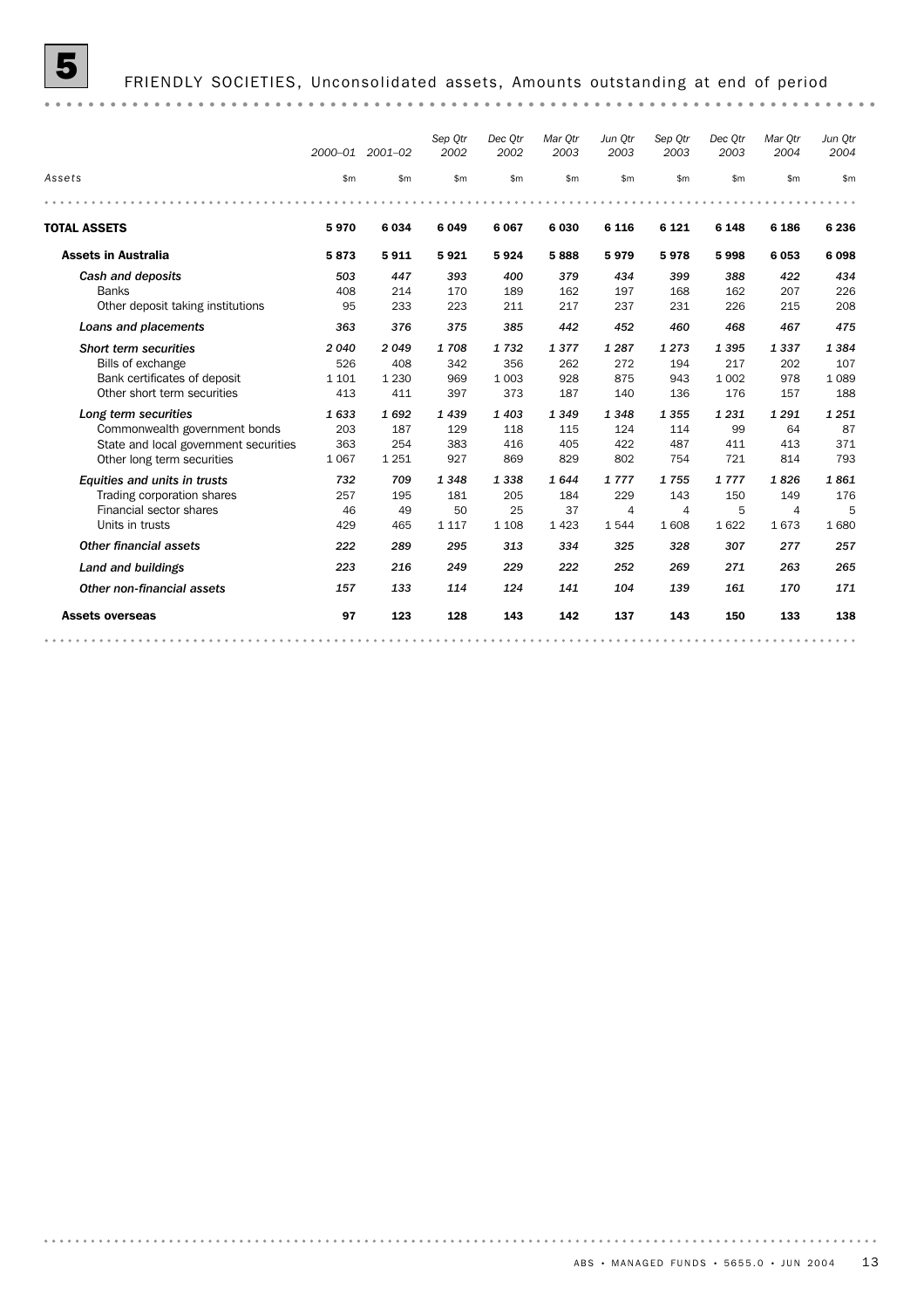# 5 FRIENDLY SOCIETIES, Unconsolidated assets, Amounts outstanding at end of period

| Assets | 2000–01 | 2001–02 | Sep Qtr 2002 | Dec Qtr 2002 | Mar Qtr 2003 | Jun Qtr 2003 | Sep Qtr 2003 | Dec Qtr 2003 | Mar Qtr 2004 | Jun Qtr 2004 |
|---|---|---|---|---|---|---|---|---|---|---|
| | $m | $m | $m | $m | $m | $m | $m | $m | $m | $m |
| **TOTAL ASSETS** | **5 970** | **6 034** | **6 049** | **6 067** | **6 030** | **6 116** | **6 121** | **6 148** | **6 186** | **6 236** |
| **Assets in Australia** | **5 873** | **5 911** | **5 921** | **5 924** | **5 888** | **5 979** | **5 978** | **5 998** | **6 053** | **6 098** |
| *Cash and deposits* | *503* | *447* | *393* | *400* | *379* | *434* | *399* | *388* | *422* | *434* |
| Banks | 408 | 214 | 170 | 189 | 162 | 197 | 168 | 162 | 207 | 226 |
| Other deposit taking institutions | 95 | 233 | 223 | 211 | 217 | 237 | 231 | 226 | 215 | 208 |
| *Loans and placements* | *363* | *376* | *375* | *385* | *442* | *452* | *460* | *468* | *467* | *475* |
| *Short term securities* | *2 040* | *2 049* | *1 708* | *1 732* | *1 377* | *1 287* | *1 273* | *1 395* | *1 337* | *1 384* |
| Bills of exchange | 526 | 408 | 342 | 356 | 262 | 272 | 194 | 217 | 202 | 107 |
| Bank certificates of deposit | 1 101 | 1 230 | 969 | 1 003 | 928 | 875 | 943 | 1 002 | 978 | 1 089 |
| Other short term securities | 413 | 411 | 397 | 373 | 187 | 140 | 136 | 176 | 157 | 188 |
| *Long term securities* | *1 633* | *1 692* | *1 439* | *1 403* | *1 349* | *1 348* | *1 355* | *1 231* | *1 291* | *1 251* |
| Commonwealth government bonds | 203 | 187 | 129 | 118 | 115 | 124 | 114 | 99 | 64 | 87 |
| State and local government securities | 363 | 254 | 383 | 416 | 405 | 422 | 487 | 411 | 413 | 371 |
| Other long term securities | 1 067 | 1 251 | 927 | 869 | 829 | 802 | 754 | 721 | 814 | 793 |
| *Equities and units in trusts* | *732* | *709* | *1 348* | *1 338* | *1 644* | *1 777* | *1 755* | *1 777* | *1 826* | *1 861* |
| Trading corporation shares | 257 | 195 | 181 | 205 | 184 | 229 | 143 | 150 | 149 | 176 |
| Financial sector shares | 46 | 49 | 50 | 25 | 37 | 4 | 4 | 5 | 4 | 5 |
| Units in trusts | 429 | 465 | 1 117 | 1 108 | 1 423 | 1 544 | 1 608 | 1 622 | 1 673 | 1 680 |
| *Other financial assets* | *222* | *289* | *295* | *313* | *334* | *325* | *328* | *307* | *277* | *257* |
| *Land and buildings* | *223* | *216* | *249* | *229* | *222* | *252* | *269* | *271* | *263* | *265* |
| *Other non-financial assets* | *157* | *133* | *114* | *124* | *141* | *104* | *139* | *161* | *170* | *171* |
| **Assets overseas** | **97** | **123** | **128** | **143** | **142** | **137** | **143** | **150** | **133** | **138** |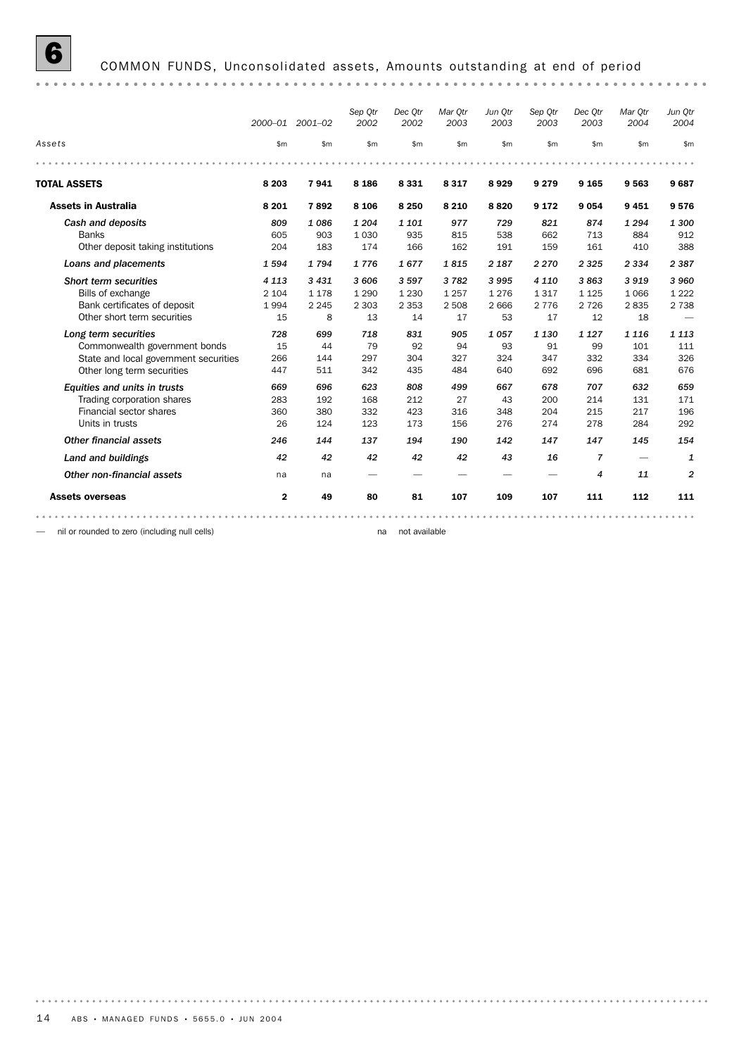# 6 COMMON FUNDS, Unconsolidated assets, Amounts outstanding at end of period

| Assets | 2000–01 | 2001–02 | Sep Qtr 2002 | Dec Qtr 2002 | Mar Qtr 2003 | Jun Qtr 2003 | Sep Qtr 2003 | Dec Qtr 2003 | Mar Qtr 2004 | Jun Qtr 2004 |
|---|---|---|---|---|---|---|---|---|---|---|
| | $m | $m | $m | $m | $m | $m | $m | $m | $m | $m |
| **TOTAL ASSETS** | **8 203** | **7 941** | **8 186** | **8 331** | **8 317** | **8 929** | **9 279** | **9 165** | **9 563** | **9 687** |
| **Assets in Australia** | **8 201** | **7 892** | **8 106** | **8 250** | **8 210** | **8 820** | **9 172** | **9 054** | **9 451** | **9 576** |
| *Cash and deposits* | *809* | *1 086* | *1 204* | *1 101* | *977* | *729* | *821* | *874* | *1 294* | *1 300* |
| Banks | 605 | 903 | 1 030 | 935 | 815 | 538 | 662 | 713 | 884 | 912 |
| Other deposit taking institutions | 204 | 183 | 174 | 166 | 162 | 191 | 159 | 161 | 410 | 388 |
| *Loans and placements* | *1 594* | *1 794* | *1 776* | *1 677* | *1 815* | *2 187* | *2 270* | *2 325* | *2 334* | *2 387* |
| *Short term securities* | *4 113* | *3 431* | *3 606* | *3 597* | *3 782* | *3 995* | *4 110* | *3 863* | *3 919* | *3 960* |
| Bills of exchange | 2 104 | 1 178 | 1 290 | 1 230 | 1 257 | 1 276 | 1 317 | 1 125 | 1 066 | 1 222 |
| Bank certificates of deposit | 1 994 | 2 245 | 2 303 | 2 353 | 2 508 | 2 666 | 2 776 | 2 726 | 2 835 | 2 738 |
| Other short term securities | 15 | 8 | 13 | 14 | 17 | 53 | 17 | 12 | 18 | — |
| *Long term securities* | *728* | *699* | *718* | *831* | *905* | *1 057* | *1 130* | *1 127* | *1 116* | *1 113* |
| Commonwealth government bonds | 15 | 44 | 79 | 92 | 94 | 93 | 91 | 99 | 101 | 111 |
| State and local government securities | 266 | 144 | 297 | 304 | 327 | 324 | 347 | 332 | 334 | 326 |
| Other long term securities | 447 | 511 | 342 | 435 | 484 | 640 | 692 | 696 | 681 | 676 |
| *Equities and units in trusts* | *669* | *696* | *623* | *808* | *499* | *667* | *678* | *707* | *632* | *659* |
| Trading corporation shares | 283 | 192 | 168 | 212 | 27 | 43 | 200 | 214 | 131 | 171 |
| Financial sector shares | 360 | 380 | 332 | 423 | 316 | 348 | 204 | 215 | 217 | 196 |
| Units in trusts | 26 | 124 | 123 | 173 | 156 | 276 | 274 | 278 | 284 | 292 |
| *Other financial assets* | *246* | *144* | *137* | *194* | *190* | *142* | *147* | *147* | *145* | *154* |
| *Land and buildings* | *42* | *42* | *42* | *42* | *42* | *43* | *16* | *7* | — | *1* |
| *Other non-financial assets* | na | na | — | — | — | — | — | *4* | *11* | *2* |
| **Assets overseas** | **2** | **49** | **80** | **81** | **107** | **109** | **107** | **111** | **112** | **111** |

— nil or rounded to zero (including null cells)

na not available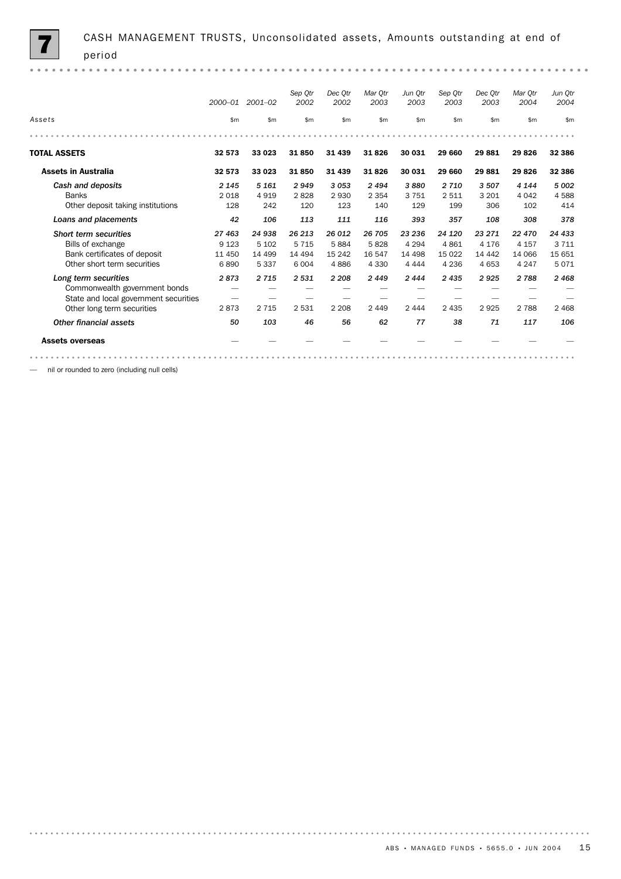## 7 CASH MANAGEMENT TRUSTS, Unconsolidated assets, Amounts outstanding at end of period

| Assets | 2000–01 | 2001–02 | Sep Qtr 2002 | Dec Qtr 2002 | Mar Qtr 2003 | Jun Qtr 2003 | Sep Qtr 2003 | Dec Qtr 2003 | Mar Qtr 2004 | Jun Qtr 2004 |
|---|---|---|---|---|---|---|---|---|---|---|
| | $m | $m | $m | $m | $m | $m | $m | $m | $m | $m |
| **TOTAL ASSETS** | **32 573** | **33 023** | **31 850** | **31 439** | **31 826** | **30 031** | **29 660** | **29 881** | **29 826** | **32 386** |
| **Assets in Australia** | **32 573** | **33 023** | **31 850** | **31 439** | **31 826** | **30 031** | **29 660** | **29 881** | **29 826** | **32 386** |
| *Cash and deposits* | *2 145* | *5 161* | *2 949* | *3 053* | *2 494* | *3 880* | *2 710* | *3 507* | *4 144* | *5 002* |
| Banks | 2 018 | 4 919 | 2 828 | 2 930 | 2 354 | 3 751 | 2 511 | 3 201 | 4 042 | 4 588 |
| Other deposit taking institutions | 128 | 242 | 120 | 123 | 140 | 129 | 199 | 306 | 102 | 414 |
| *Loans and placements* | *42* | *106* | *113* | *111* | *116* | *393* | *357* | *108* | *308* | *378* |
| *Short term securities* | *27 463* | *24 938* | *26 213* | *26 012* | *26 705* | *23 236* | *24 120* | *23 271* | *22 470* | *24 433* |
| Bills of exchange | 9 123 | 5 102 | 5 715 | 5 884 | 5 828 | 4 294 | 4 861 | 4 176 | 4 157 | 3 711 |
| Bank certificates of deposit | 11 450 | 14 499 | 14 494 | 15 242 | 16 547 | 14 498 | 15 022 | 14 442 | 14 066 | 15 651 |
| Other short term securities | 6 890 | 5 337 | 6 004 | 4 886 | 4 330 | 4 444 | 4 236 | 4 653 | 4 247 | 5 071 |
| *Long term securities* | *2 873* | *2 715* | *2 531* | *2 208* | *2 449* | *2 444* | *2 435* | *2 925* | *2 788* | *2 468* |
| Commonwealth government bonds | — | — | — | — | — | — | — | — | — | — |
| State and local government securities | — | — | — | — | — | — | — | — | — | — |
| Other long term securities | 2 873 | 2 715 | 2 531 | 2 208 | 2 449 | 2 444 | 2 435 | 2 925 | 2 788 | 2 468 |
| *Other financial assets* | *50* | *103* | *46* | *56* | *62* | *77* | *38* | *71* | *117* | *106* |
| **Assets overseas** | — | — | — | — | — | — | — | — | — | — |

— nil or rounded to zero (including null cells)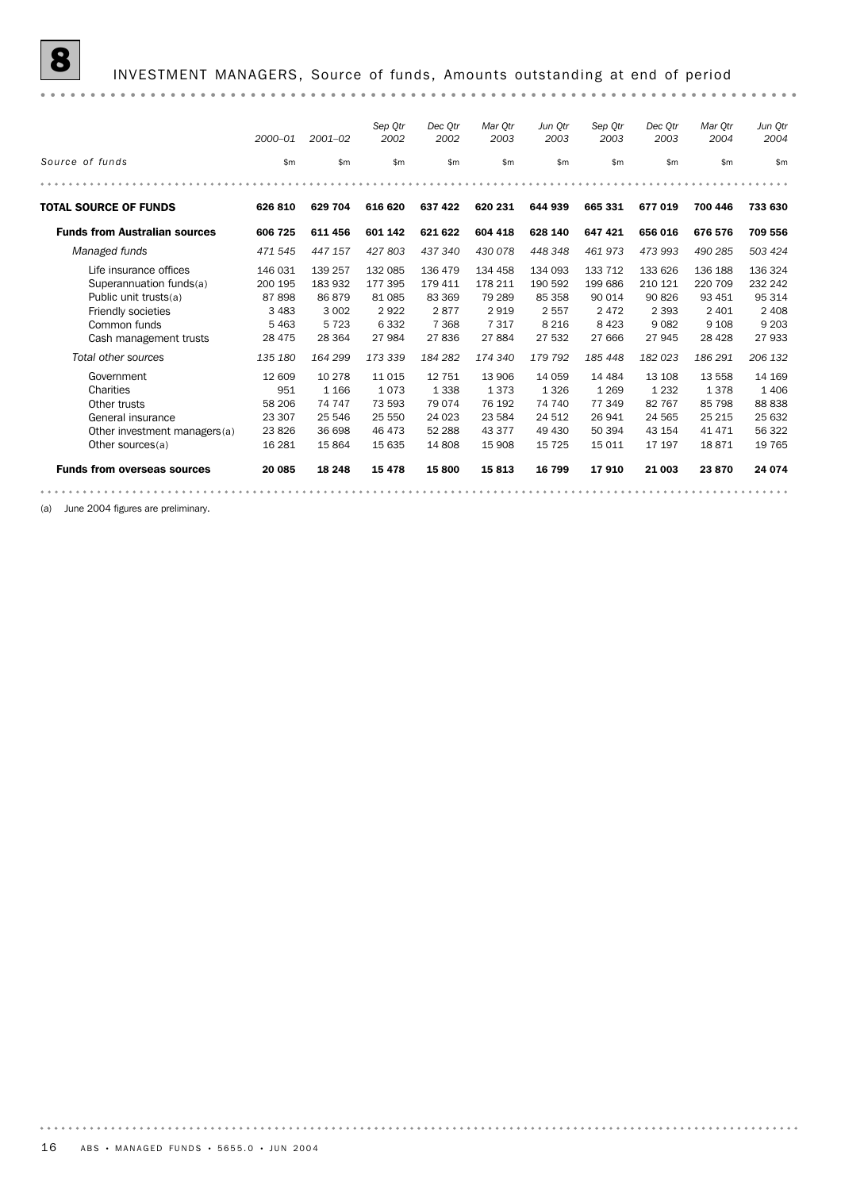# 8 INVESTMENT MANAGERS, Source of funds, Amounts outstanding at end of period

| Source of funds | 2000–01 | 2001–02 | Sep Qtr 2002 | Dec Qtr 2002 | Mar Qtr 2003 | Jun Qtr 2003 | Sep Qtr 2003 | Dec Qtr 2003 | Mar Qtr 2004 | Jun Qtr 2004 |
|---|---|---|---|---|---|---|---|---|---|---|
| | $m | $m | $m | $m | $m | $m | $m | $m | $m | $m |
| **TOTAL SOURCE OF FUNDS** | **626 810** | **629 704** | **616 620** | **637 422** | **620 231** | **644 939** | **665 331** | **677 019** | **700 446** | **733 630** |
| **Funds from Australian sources** | **606 725** | **611 456** | **601 142** | **621 622** | **604 418** | **628 140** | **647 421** | **656 016** | **676 576** | **709 556** |
| *Managed funds* | *471 545* | *447 157* | *427 803* | *437 340* | *430 078* | *448 348* | *461 973* | *473 993* | *490 285* | *503 424* |
| Life insurance offices | 146 031 | 139 257 | 132 085 | 136 479 | 134 458 | 134 093 | 133 712 | 133 626 | 136 188 | 136 324 |
| Superannuation funds(a) | 200 195 | 183 932 | 177 395 | 179 411 | 178 211 | 190 592 | 199 686 | 210 121 | 220 709 | 232 242 |
| Public unit trusts(a) | 87 898 | 86 879 | 81 085 | 83 369 | 79 289 | 85 358 | 90 014 | 90 826 | 93 451 | 95 314 |
| Friendly societies | 3 483 | 3 002 | 2 922 | 2 877 | 2 919 | 2 557 | 2 472 | 2 393 | 2 401 | 2 408 |
| Common funds | 5 463 | 5 723 | 6 332 | 7 368 | 7 317 | 8 216 | 8 423 | 9 082 | 9 108 | 9 203 |
| Cash management trusts | 28 475 | 28 364 | 27 984 | 27 836 | 27 884 | 27 532 | 27 666 | 27 945 | 28 428 | 27 933 |
| *Total other sources* | *135 180* | *164 299* | *173 339* | *184 282* | *174 340* | *179 792* | *185 448* | *182 023* | *186 291* | *206 132* |
| Government | 12 609 | 10 278 | 11 015 | 12 751 | 13 906 | 14 059 | 14 484 | 13 108 | 13 558 | 14 169 |
| Charities | 951 | 1 166 | 1 073 | 1 338 | 1 373 | 1 326 | 1 269 | 1 232 | 1 378 | 1 406 |
| Other trusts | 58 206 | 74 747 | 73 593 | 79 074 | 76 192 | 74 740 | 77 349 | 82 767 | 85 798 | 88 838 |
| General insurance | 23 307 | 25 546 | 25 550 | 24 023 | 23 584 | 24 512 | 26 941 | 24 565 | 25 215 | 25 632 |
| Other investment managers(a) | 23 826 | 36 698 | 46 473 | 52 288 | 43 377 | 49 430 | 50 394 | 43 154 | 41 471 | 56 322 |
| Other sources(a) | 16 281 | 15 864 | 15 635 | 14 808 | 15 908 | 15 725 | 15 011 | 17 197 | 18 871 | 19 765 |
| **Funds from overseas sources** | **20 085** | **18 248** | **15 478** | **15 800** | **15 813** | **16 799** | **17 910** | **21 003** | **23 870** | **24 074** |

(a) June 2004 figures are preliminary.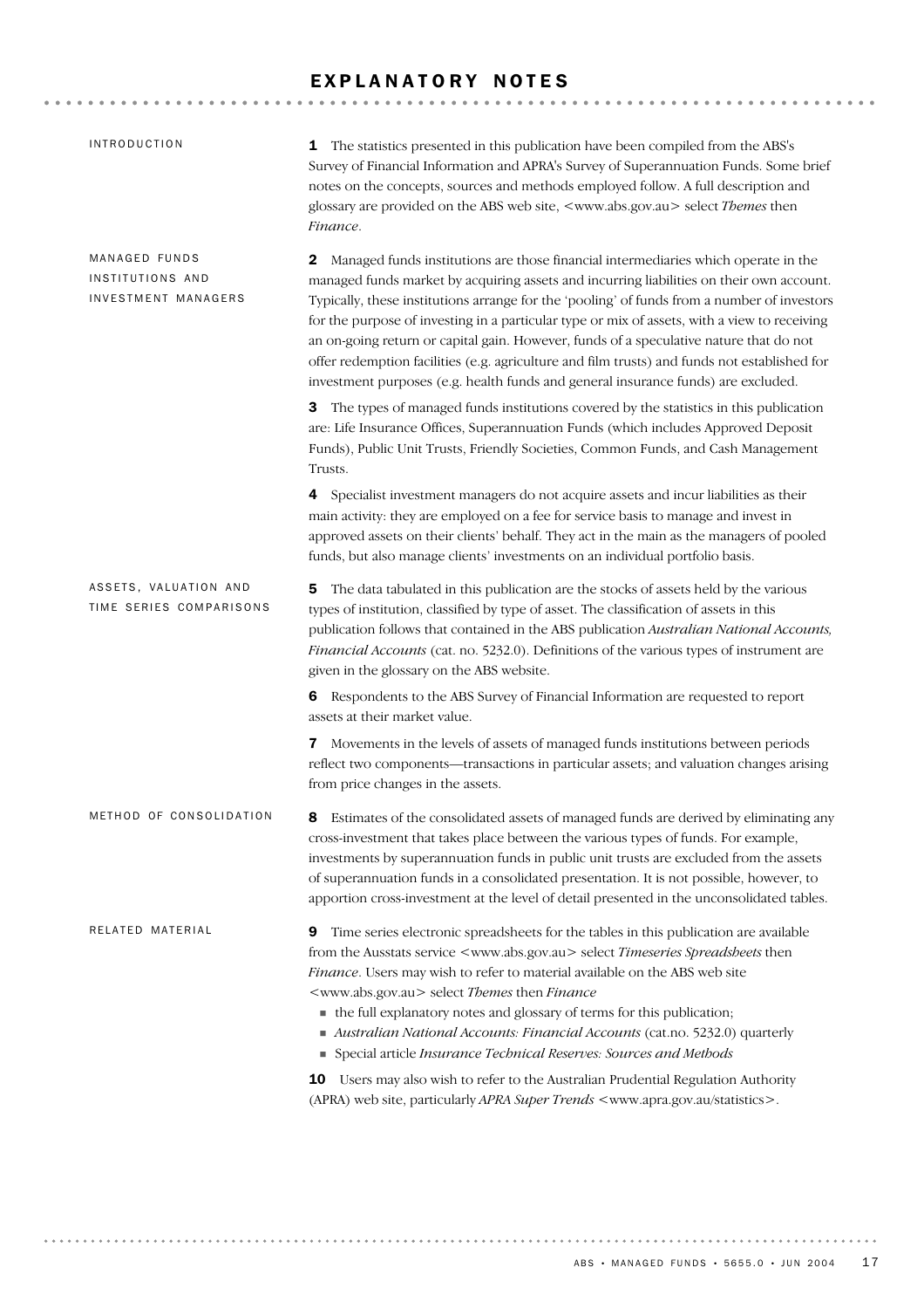# EXPLANATORY NOTES

## INTRODUCTION

**1** The statistics presented in this publication have been compiled from the ABS's Survey of Financial Information and APRA's Survey of Superannuation Funds. Some brief notes on the concepts, sources and methods employed follow. A full description and glossary are provided on the ABS web site, <www.abs.gov.au> select *Themes* then *Finance*.

## MANAGED FUNDS INSTITUTIONS AND INVESTMENT MANAGERS

**2** Managed funds institutions are those financial intermediaries which operate in the managed funds market by acquiring assets and incurring liabilities on their own account. Typically, these institutions arrange for the 'pooling' of funds from a number of investors for the purpose of investing in a particular type or mix of assets, with a view to receiving an on-going return or capital gain. However, funds of a speculative nature that do not offer redemption facilities (e.g. agriculture and film trusts) and funds not established for investment purposes (e.g. health funds and general insurance funds) are excluded.

**3** The types of managed funds institutions covered by the statistics in this publication are: Life Insurance Offices, Superannuation Funds (which includes Approved Deposit Funds), Public Unit Trusts, Friendly Societies, Common Funds, and Cash Management Trusts.

**4** Specialist investment managers do not acquire assets and incur liabilities as their main activity: they are employed on a fee for service basis to manage and invest in approved assets on their clients' behalf. They act in the main as the managers of pooled funds, but also manage clients' investments on an individual portfolio basis.

## ASSETS, VALUATION AND TIME SERIES COMPARISONS

**5** The data tabulated in this publication are the stocks of assets held by the various types of institution, classified by type of asset. The classification of assets in this publication follows that contained in the ABS publication *Australian National Accounts, Financial Accounts* (cat. no. 5232.0). Definitions of the various types of instrument are given in the glossary on the ABS website.

**6** Respondents to the ABS Survey of Financial Information are requested to report assets at their market value.

**7** Movements in the levels of assets of managed funds institutions between periods reflect two components—transactions in particular assets; and valuation changes arising from price changes in the assets.

## METHOD OF CONSOLIDATION

**8** Estimates of the consolidated assets of managed funds are derived by eliminating any cross-investment that takes place between the various types of funds. For example, investments by superannuation funds in public unit trusts are excluded from the assets of superannuation funds in a consolidated presentation. It is not possible, however, to apportion cross-investment at the level of detail presented in the unconsolidated tables.

## RELATED MATERIAL

**9** Time series electronic spreadsheets for the tables in this publication are available from the Ausstats service <www.abs.gov.au> select *Timeseries Spreadsheets* then *Finance*. Users may wish to refer to material available on the ABS web site <www.abs.gov.au> select *Themes* then *Finance*

- the full explanatory notes and glossary of terms for this publication;
- *Australian National Accounts: Financial Accounts* (cat.no. 5232.0) quarterly
- Special article *Insurance Technical Reserves: Sources and Methods*

**10** Users may also wish to refer to the Australian Prudential Regulation Authority (APRA) web site, particularly *APRA Super Trends* <www.apra.gov.au/statistics>.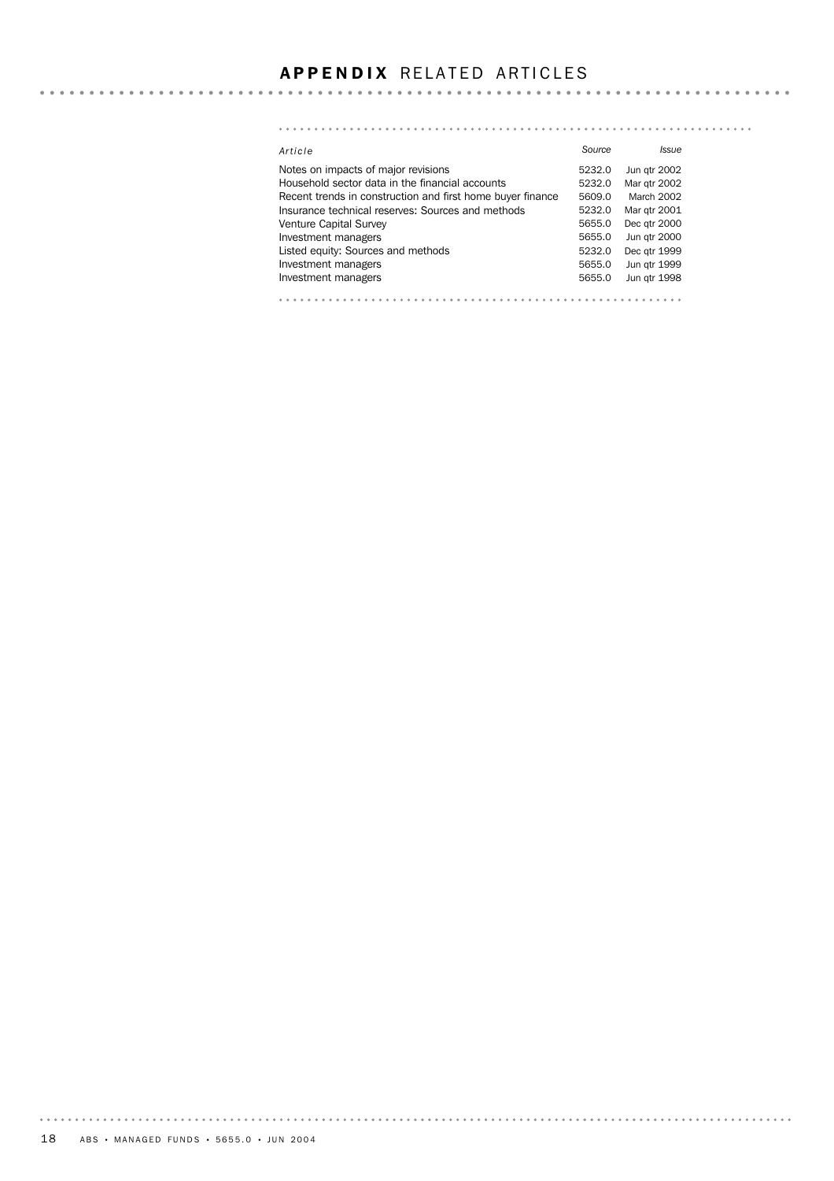# **APPENDIX** RELATED ARTICLES

| *Article* | *Source* | *Issue* |
|---|---|---|
| Notes on impacts of major revisions | 5232.0 | Jun qtr 2002 |
| Household sector data in the financial accounts | 5232.0 | Mar qtr 2002 |
| Recent trends in construction and first home buyer finance | 5609.0 | March 2002 |
| Insurance technical reserves: Sources and methods | 5232.0 | Mar qtr 2001 |
| Venture Capital Survey | 5655.0 | Dec qtr 2000 |
| Investment managers | 5655.0 | Jun qtr 2000 |
| Listed equity: Sources and methods | 5232.0 | Dec qtr 1999 |
| Investment managers | 5655.0 | Jun qtr 1999 |
| Investment managers | 5655.0 | Jun qtr 1998 |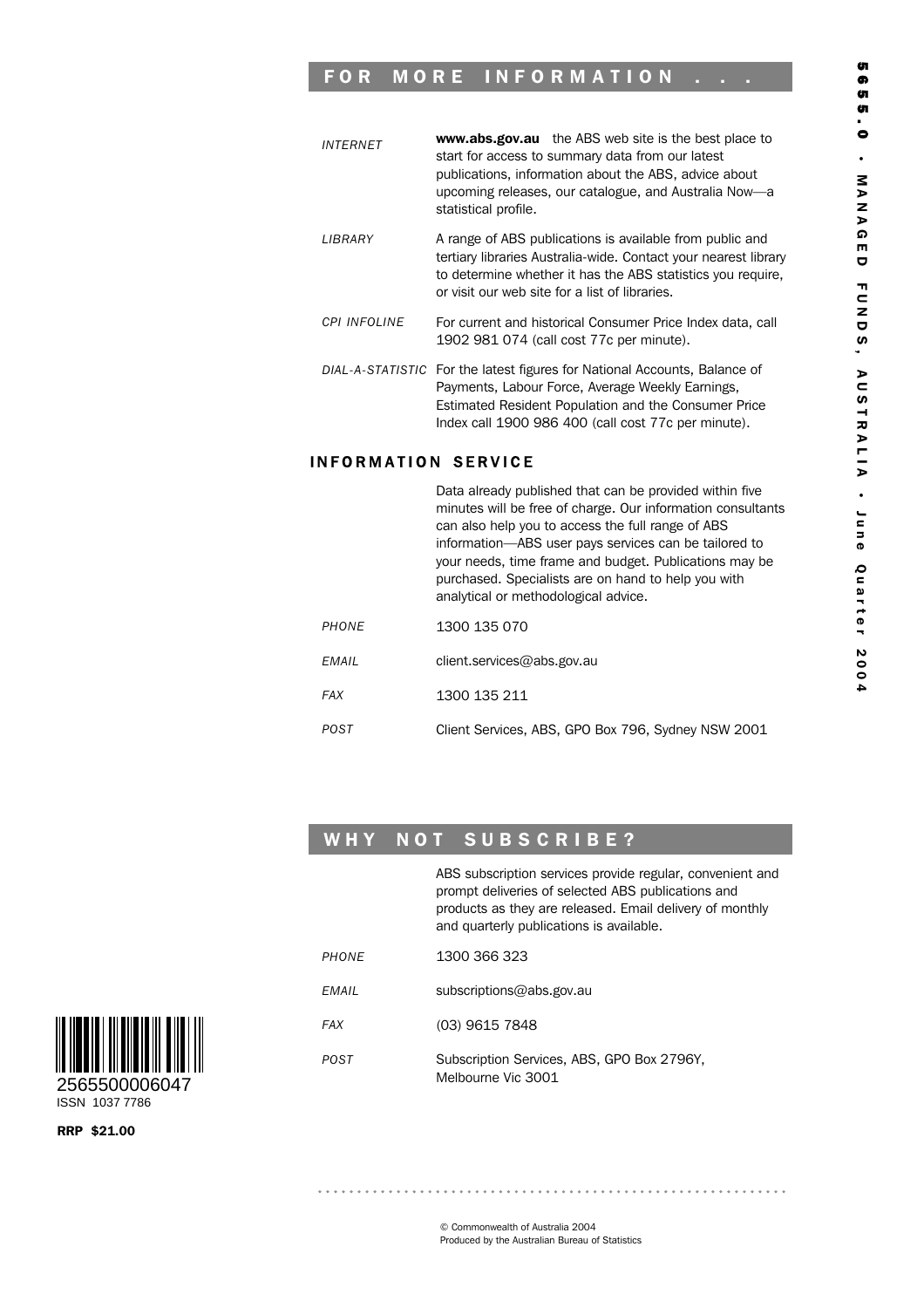## FOR MORE INFORMATION . . .

| | |
|---|---|
| *INTERNET* | **www.abs.gov.au** the ABS web site is the best place to start for access to summary data from our latest publications, information about the ABS, advice about upcoming releases, our catalogue, and Australia Now—a statistical profile. |
| *LIBRARY* | A range of ABS publications is available from public and tertiary libraries Australia-wide. Contact your nearest library to determine whether it has the ABS statistics you require, or visit our web site for a list of libraries. |
| *CPI INFOLINE* | For current and historical Consumer Price Index data, call 1902 981 074 (call cost 77c per minute). |
| *DIAL-A-STATISTIC* | For the latest figures for National Accounts, Balance of Payments, Labour Force, Average Weekly Earnings, Estimated Resident Population and the Consumer Price Index call 1900 986 400 (call cost 77c per minute). |

### INFORMATION SERVICE

Data already published that can be provided within five minutes will be free of charge. Our information consultants can also help you to access the full range of ABS information—ABS user pays services can be tailored to your needs, time frame and budget. Publications may be purchased. Specialists are on hand to help you with analytical or methodological advice.

| | |
|---|---|
| *PHONE* | 1300 135 070 |
| *EMAIL* | client.services@abs.gov.au |
| *FAX* | 1300 135 211 |
| *POST* | Client Services, ABS, GPO Box 796, Sydney NSW 2001 |

## WHY NOT SUBSCRIBE?

ABS subscription services provide regular, convenient and prompt deliveries of selected ABS publications and products as they are released. Email delivery of monthly and quarterly publications is available.

| | |
|---|---|
| *PHONE* | 1300 366 323 |
| *EMAIL* | subscriptions@abs.gov.au |
| *FAX* | (03) 9615 7848 |
| *POST* | Subscription Services, ABS, GPO Box 2796Y, Melbourne Vic 3001 |

2565500006047

ISSN 1037 7786

**RRP $21.00**

© Commonwealth of Australia 2004
Produced by the Australian Bureau of Statistics